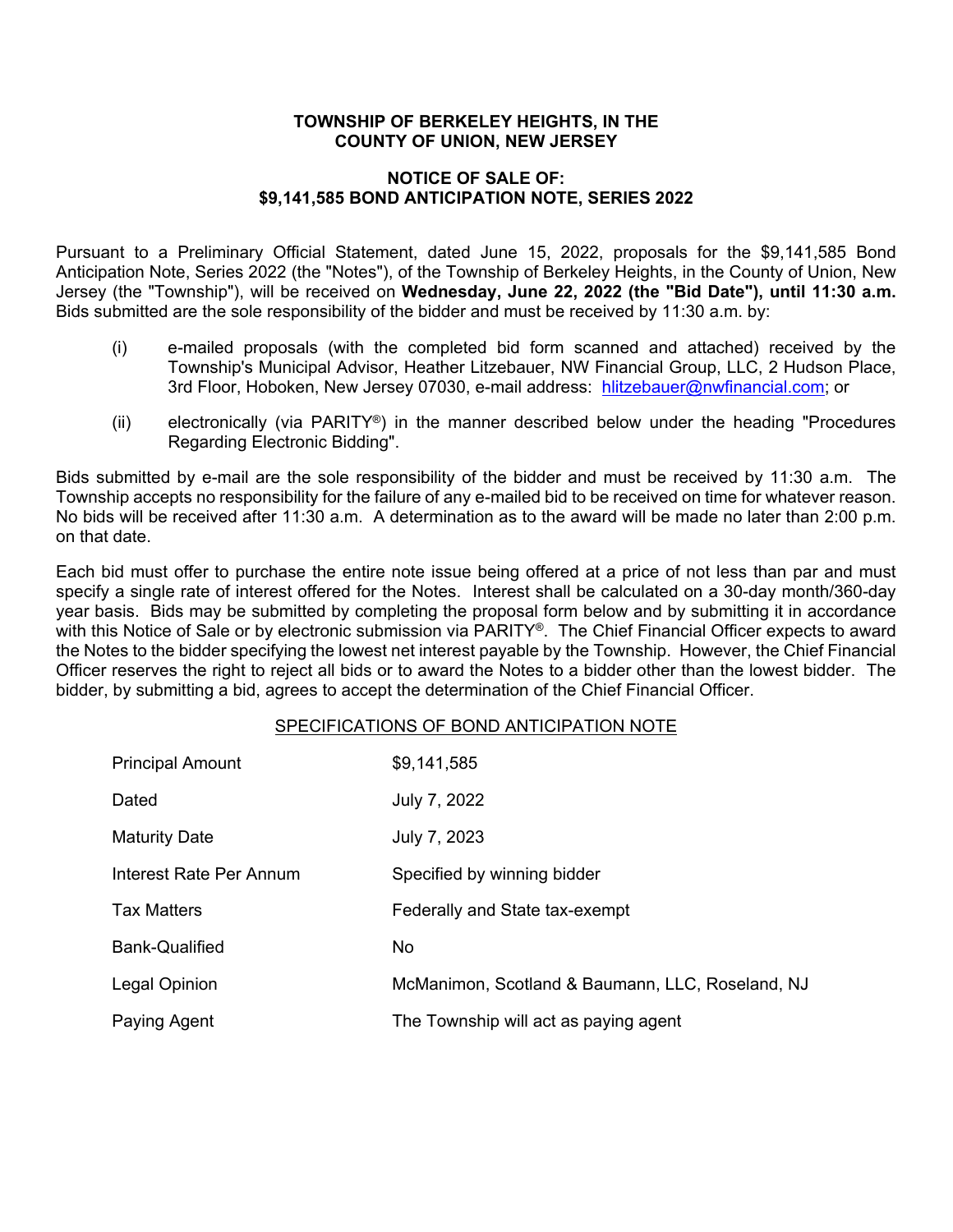# TOWNSHIP OF BERKELEY HEIGHTS, IN THE COUNTY OF UNION, NEW JERSEY

## NOTICE OF SALE OF: $9,141,585 BOND ANTICIPATION NOTE, SERIES 2022

Pursuant to a Preliminary Official Statement, dated June 15, 2022, proposals for the $9,141,585 Bond Anticipation Note, Series 2022 (the "Notes"), of the Township of Berkeley Heights, in the County of Union, New Jersey (the "Township"), will be received on **Wednesday, June 22, 2022 (the "Bid Date"), until 11:30 a.m.** Bids submitted are the sole responsibility of the bidder and must be received by 11:30 a.m. by:

(i) e-mailed proposals (with the completed bid form scanned and attached) received by the Township's Municipal Advisor, Heather Litzebauer, NW Financial Group, LLC, 2 Hudson Place, 3rd Floor, Hoboken, New Jersey 07030, e-mail address: hlitzebauer@nwfinancial.com; or

(ii) electronically (via PARITY®) in the manner described below under the heading "Procedures Regarding Electronic Bidding".

Bids submitted by e-mail are the sole responsibility of the bidder and must be received by 11:30 a.m. The Township accepts no responsibility for the failure of any e-mailed bid to be received on time for whatever reason. No bids will be received after 11:30 a.m. A determination as to the award will be made no later than 2:00 p.m. on that date.

Each bid must offer to purchase the entire note issue being offered at a price of not less than par and must specify a single rate of interest offered for the Notes. Interest shall be calculated on a 30-day month/360-day year basis. Bids may be submitted by completing the proposal form below and by submitting it in accordance with this Notice of Sale or by electronic submission via PARITY®. The Chief Financial Officer expects to award the Notes to the bidder specifying the lowest net interest payable by the Township. However, the Chief Financial Officer reserves the right to reject all bids or to award the Notes to a bidder other than the lowest bidder. The bidder, by submitting a bid, agrees to accept the determination of the Chief Financial Officer.

### SPECIFICATIONS OF BOND ANTICIPATION NOTE

| | |
|---|---|
| Principal Amount | $9,141,585 |
| Dated | July 7, 2022 |
| Maturity Date | July 7, 2023 |
| Interest Rate Per Annum | Specified by winning bidder |
| Tax Matters | Federally and State tax-exempt |
| Bank-Qualified | No |
| Legal Opinion | McManimon, Scotland & Baumann, LLC, Roseland, NJ |
| Paying Agent | The Township will act as paying agent |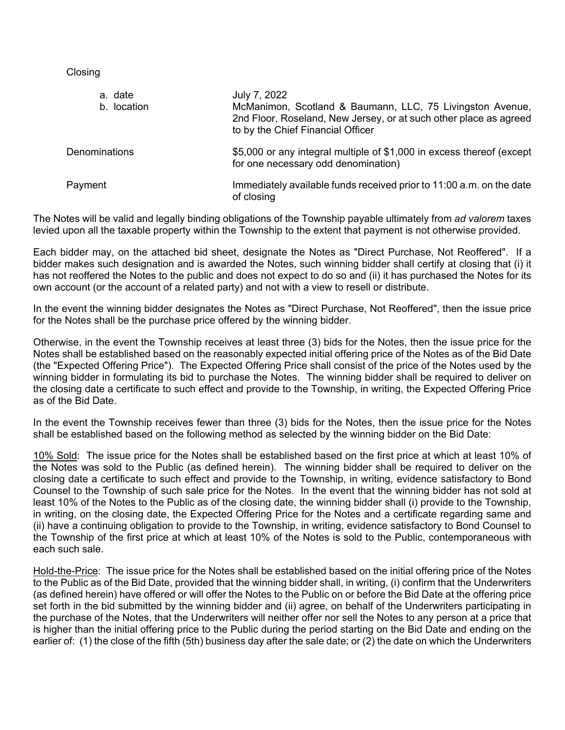Closing

| | |
|---|---|
| a. date | July 7, 2022 |
| b. location | McManimon, Scotland & Baumann, LLC, 75 Livingston Avenue, 2nd Floor, Roseland, New Jersey, or at such other place as agreed to by the Chief Financial Officer |
| Denominations | $5,000 or any integral multiple of $1,000 in excess thereof (except for one necessary odd denomination) |
| Payment | Immediately available funds received prior to 11:00 a.m. on the date of closing |

The Notes will be valid and legally binding obligations of the Township payable ultimately from *ad valorem* taxes levied upon all the taxable property within the Township to the extent that payment is not otherwise provided.

Each bidder may, on the attached bid sheet, designate the Notes as "Direct Purchase, Not Reoffered". If a bidder makes such designation and is awarded the Notes, such winning bidder shall certify at closing that (i) it has not reoffered the Notes to the public and does not expect to do so and (ii) it has purchased the Notes for its own account (or the account of a related party) and not with a view to resell or distribute.

In the event the winning bidder designates the Notes as "Direct Purchase, Not Reoffered", then the issue price for the Notes shall be the purchase price offered by the winning bidder.

Otherwise, in the event the Township receives at least three (3) bids for the Notes, then the issue price for the Notes shall be established based on the reasonably expected initial offering price of the Notes as of the Bid Date (the "Expected Offering Price"). The Expected Offering Price shall consist of the price of the Notes used by the winning bidder in formulating its bid to purchase the Notes. The winning bidder shall be required to deliver on the closing date a certificate to such effect and provide to the Township, in writing, the Expected Offering Price as of the Bid Date.

In the event the Township receives fewer than three (3) bids for the Notes, then the issue price for the Notes shall be established based on the following method as selected by the winning bidder on the Bid Date:

<u>10% Sold</u>: The issue price for the Notes shall be established based on the first price at which at least 10% of the Notes was sold to the Public (as defined herein). The winning bidder shall be required to deliver on the closing date a certificate to such effect and provide to the Township, in writing, evidence satisfactory to Bond Counsel to the Township of such sale price for the Notes. In the event that the winning bidder has not sold at least 10% of the Notes to the Public as of the closing date, the winning bidder shall (i) provide to the Township, in writing, on the closing date, the Expected Offering Price for the Notes and a certificate regarding same and (ii) have a continuing obligation to provide to the Township, in writing, evidence satisfactory to Bond Counsel to the Township of the first price at which at least 10% of the Notes is sold to the Public, contemporaneous with each such sale.

<u>Hold-the-Price</u>: The issue price for the Notes shall be established based on the initial offering price of the Notes to the Public as of the Bid Date, provided that the winning bidder shall, in writing, (i) confirm that the Underwriters (as defined herein) have offered or will offer the Notes to the Public on or before the Bid Date at the offering price set forth in the bid submitted by the winning bidder and (ii) agree, on behalf of the Underwriters participating in the purchase of the Notes, that the Underwriters will neither offer nor sell the Notes to any person at a price that is higher than the initial offering price to the Public during the period starting on the Bid Date and ending on the earlier of: (1) the close of the fifth (5th) business day after the sale date; or (2) the date on which the Underwriters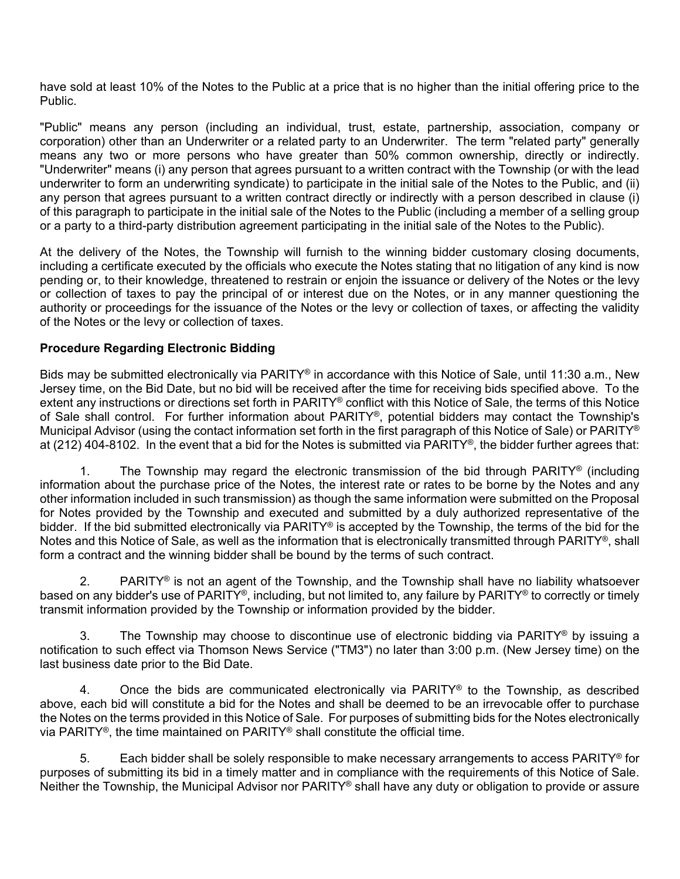have sold at least 10% of the Notes to the Public at a price that is no higher than the initial offering price to the Public.

"Public" means any person (including an individual, trust, estate, partnership, association, company or corporation) other than an Underwriter or a related party to an Underwriter. The term "related party" generally means any two or more persons who have greater than 50% common ownership, directly or indirectly. "Underwriter" means (i) any person that agrees pursuant to a written contract with the Township (or with the lead underwriter to form an underwriting syndicate) to participate in the initial sale of the Notes to the Public, and (ii) any person that agrees pursuant to a written contract directly or indirectly with a person described in clause (i) of this paragraph to participate in the initial sale of the Notes to the Public (including a member of a selling group or a party to a third-party distribution agreement participating in the initial sale of the Notes to the Public).

At the delivery of the Notes, the Township will furnish to the winning bidder customary closing documents, including a certificate executed by the officials who execute the Notes stating that no litigation of any kind is now pending or, to their knowledge, threatened to restrain or enjoin the issuance or delivery of the Notes or the levy or collection of taxes to pay the principal of or interest due on the Notes, or in any manner questioning the authority or proceedings for the issuance of the Notes or the levy or collection of taxes, or affecting the validity of the Notes or the levy or collection of taxes.

**Procedure Regarding Electronic Bidding**

Bids may be submitted electronically via PARITY® in accordance with this Notice of Sale, until 11:30 a.m., New Jersey time, on the Bid Date, but no bid will be received after the time for receiving bids specified above. To the extent any instructions or directions set forth in PARITY® conflict with this Notice of Sale, the terms of this Notice of Sale shall control. For further information about PARITY®, potential bidders may contact the Township's Municipal Advisor (using the contact information set forth in the first paragraph of this Notice of Sale) or PARITY® at (212) 404-8102. In the event that a bid for the Notes is submitted via PARITY®, the bidder further agrees that:

1. The Township may regard the electronic transmission of the bid through PARITY® (including information about the purchase price of the Notes, the interest rate or rates to be borne by the Notes and any other information included in such transmission) as though the same information were submitted on the Proposal for Notes provided by the Township and executed and submitted by a duly authorized representative of the bidder. If the bid submitted electronically via PARITY® is accepted by the Township, the terms of the bid for the Notes and this Notice of Sale, as well as the information that is electronically transmitted through PARITY®, shall form a contract and the winning bidder shall be bound by the terms of such contract.

2. PARITY® is not an agent of the Township, and the Township shall have no liability whatsoever based on any bidder's use of PARITY®, including, but not limited to, any failure by PARITY® to correctly or timely transmit information provided by the Township or information provided by the bidder.

3. The Township may choose to discontinue use of electronic bidding via PARITY® by issuing a notification to such effect via Thomson News Service ("TM3") no later than 3:00 p.m. (New Jersey time) on the last business date prior to the Bid Date.

4. Once the bids are communicated electronically via PARITY® to the Township, as described above, each bid will constitute a bid for the Notes and shall be deemed to be an irrevocable offer to purchase the Notes on the terms provided in this Notice of Sale. For purposes of submitting bids for the Notes electronically via PARITY®, the time maintained on PARITY® shall constitute the official time.

5. Each bidder shall be solely responsible to make necessary arrangements to access PARITY® for purposes of submitting its bid in a timely matter and in compliance with the requirements of this Notice of Sale. Neither the Township, the Municipal Advisor nor PARITY® shall have any duty or obligation to provide or assure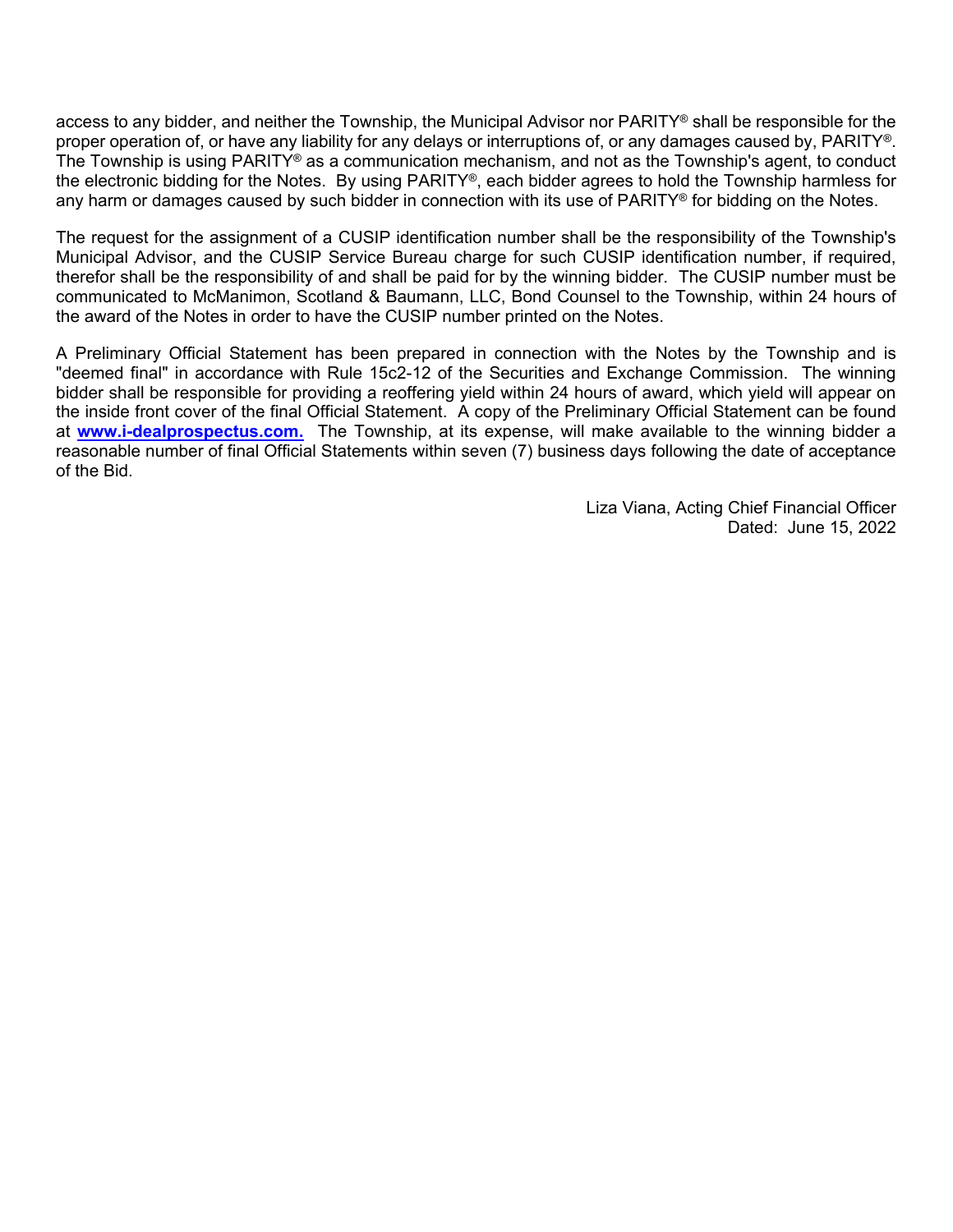access to any bidder, and neither the Township, the Municipal Advisor nor PARITY® shall be responsible for the proper operation of, or have any liability for any delays or interruptions of, or any damages caused by, PARITY®. The Township is using PARITY® as a communication mechanism, and not as the Township's agent, to conduct the electronic bidding for the Notes. By using PARITY®, each bidder agrees to hold the Township harmless for any harm or damages caused by such bidder in connection with its use of PARITY® for bidding on the Notes.

The request for the assignment of a CUSIP identification number shall be the responsibility of the Township's Municipal Advisor, and the CUSIP Service Bureau charge for such CUSIP identification number, if required, therefor shall be the responsibility of and shall be paid for by the winning bidder. The CUSIP number must be communicated to McManimon, Scotland & Baumann, LLC, Bond Counsel to the Township, within 24 hours of the award of the Notes in order to have the CUSIP number printed on the Notes.

A Preliminary Official Statement has been prepared in connection with the Notes by the Township and is "deemed final" in accordance with Rule 15c2-12 of the Securities and Exchange Commission. The winning bidder shall be responsible for providing a reoffering yield within 24 hours of award, which yield will appear on the inside front cover of the final Official Statement. A copy of the Preliminary Official Statement can be found at **www.i-dealprospectus.com.** The Township, at its expense, will make available to the winning bidder a reasonable number of final Official Statements within seven (7) business days following the date of acceptance of the Bid.

Liza Viana, Acting Chief Financial Officer
Dated: June 15, 2022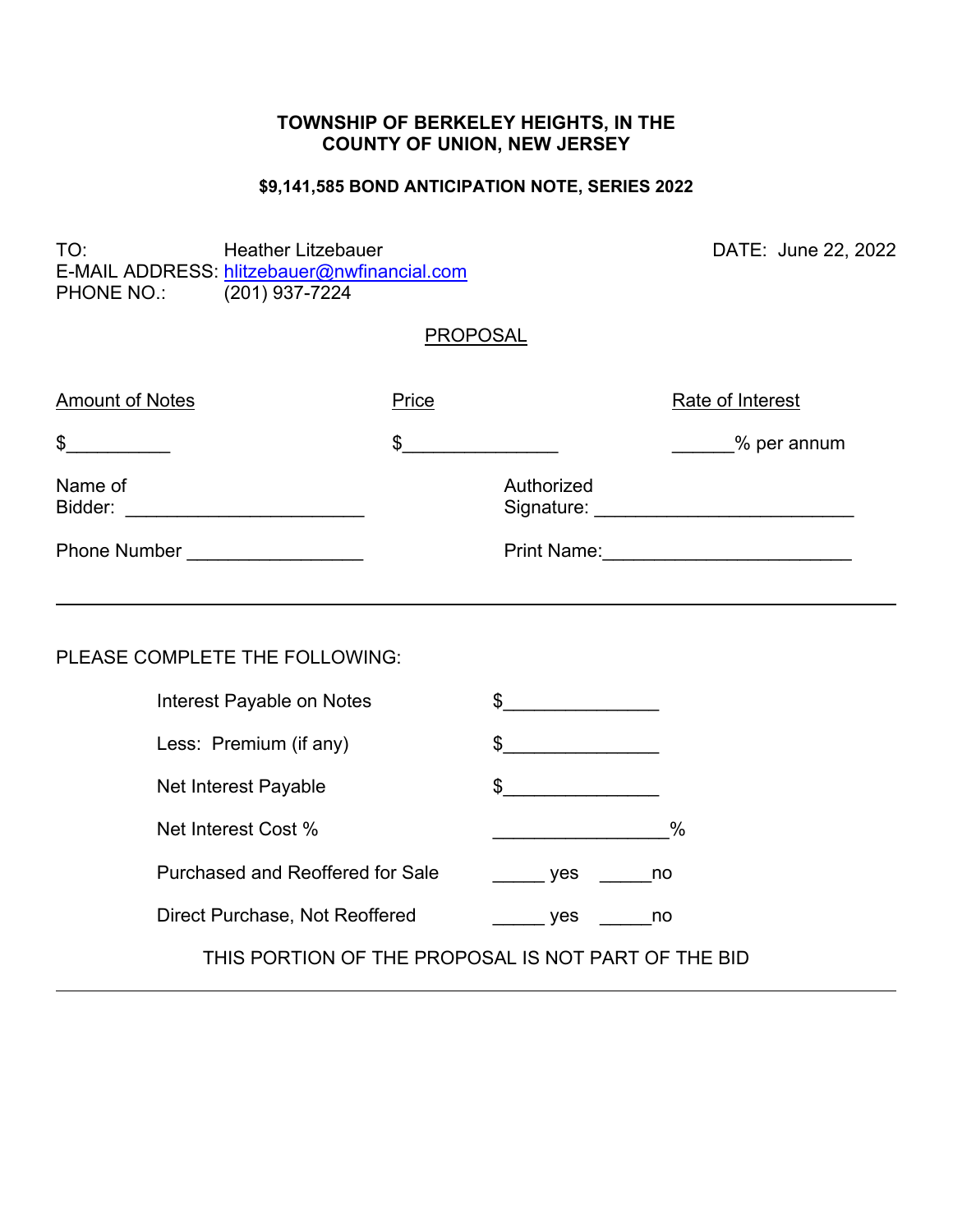**TOWNSHIP OF BERKELEY HEIGHTS, IN THE COUNTY OF UNION, NEW JERSEY**

**$9,141,585 BOND ANTICIPATION NOTE, SERIES 2022**

TO: Heather Litzebauer  
E-MAIL ADDRESS: [hlitzebauer@nwfinancial.com](mailto:hlitzebauer@nwfinancial.com)  
PHONE NO.: (201) 937-7224

DATE: June 22, 2022

PROPOSAL

| Amount of Notes | Price | Rate of Interest |
|---|---|---|
| $__________ | $_______________ | ______% per annum |

Name of Bidder: _______________________

Authorized Signature: _________________________

Phone Number _________________

Print Name:________________________

---

PLEASE COMPLETE THE FOLLOWING:

| | |
|---|---|
| Interest Payable on Notes | $_______________ |
| Less: Premium (if any) | $_______________ |
| Net Interest Payable | $_______________ |
| Net Interest Cost % | _________________% |
| Purchased and Reoffered for Sale | _____ yes _____no |
| Direct Purchase, Not Reoffered | _____ yes _____no |

THIS PORTION OF THE PROPOSAL IS NOT PART OF THE BID